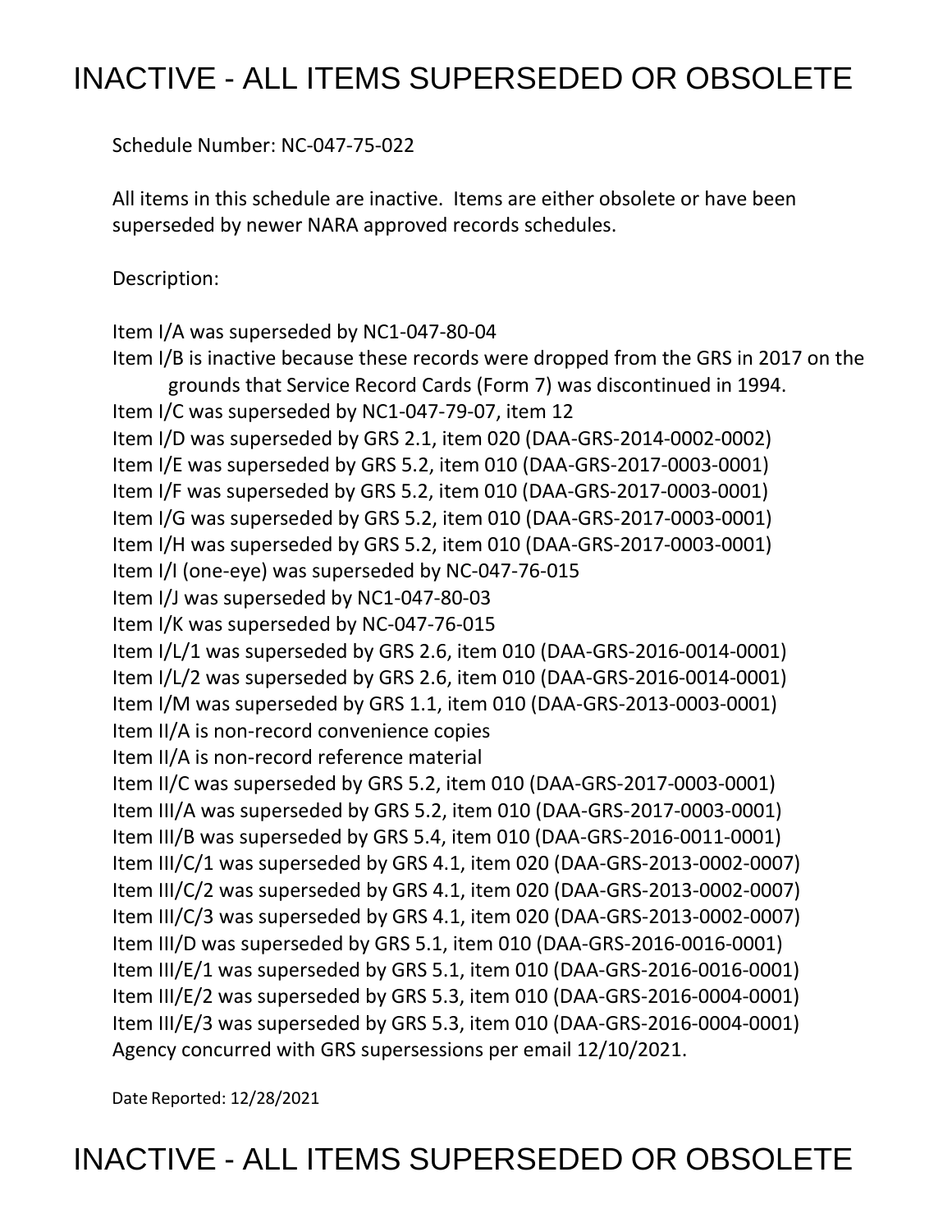# INACTIVE - ALL ITEMS SUPERSEDED OR OBSOLETE

Schedule Number: NC-047-75-022

All items in this schedule are inactive. Items are either obsolete or have been superseded by newer NARA approved records schedules.

Description:

Item I/A was superseded by NC1-047-80-04
Item I/B is inactive because these records were dropped from the GRS in 2017 on the grounds that Service Record Cards (Form 7) was discontinued in 1994.
Item I/C was superseded by NC1-047-79-07, item 12
Item I/D was superseded by GRS 2.1, item 020 (DAA-GRS-2014-0002-0002)
Item I/E was superseded by GRS 5.2, item 010 (DAA-GRS-2017-0003-0001)
Item I/F was superseded by GRS 5.2, item 010 (DAA-GRS-2017-0003-0001)
Item I/G was superseded by GRS 5.2, item 010 (DAA-GRS-2017-0003-0001)
Item I/H was superseded by GRS 5.2, item 010 (DAA-GRS-2017-0003-0001)
Item I/I (one-eye) was superseded by NC-047-76-015
Item I/J was superseded by NC1-047-80-03
Item I/K was superseded by NC-047-76-015
Item I/L/1 was superseded by GRS 2.6, item 010 (DAA-GRS-2016-0014-0001)
Item I/L/2 was superseded by GRS 2.6, item 010 (DAA-GRS-2016-0014-0001)
Item I/M was superseded by GRS 1.1, item 010 (DAA-GRS-2013-0003-0001)
Item II/A is non-record convenience copies
Item II/A is non-record reference material
Item II/C was superseded by GRS 5.2, item 010 (DAA-GRS-2017-0003-0001)
Item III/A was superseded by GRS 5.2, item 010 (DAA-GRS-2017-0003-0001)
Item III/B was superseded by GRS 5.4, item 010 (DAA-GRS-2016-0011-0001)
Item III/C/1 was superseded by GRS 4.1, item 020 (DAA-GRS-2013-0002-0007)
Item III/C/2 was superseded by GRS 4.1, item 020 (DAA-GRS-2013-0002-0007)
Item III/C/3 was superseded by GRS 4.1, item 020 (DAA-GRS-2013-0002-0007)
Item III/D was superseded by GRS 5.1, item 010 (DAA-GRS-2016-0016-0001)
Item III/E/1 was superseded by GRS 5.1, item 010 (DAA-GRS-2016-0016-0001)
Item III/E/2 was superseded by GRS 5.3, item 010 (DAA-GRS-2016-0004-0001)
Item III/E/3 was superseded by GRS 5.3, item 010 (DAA-GRS-2016-0004-0001)
Agency concurred with GRS supersessions per email 12/10/2021.

Date Reported: 12/28/2021

# INACTIVE - ALL ITEMS SUPERSEDED OR OBSOLETE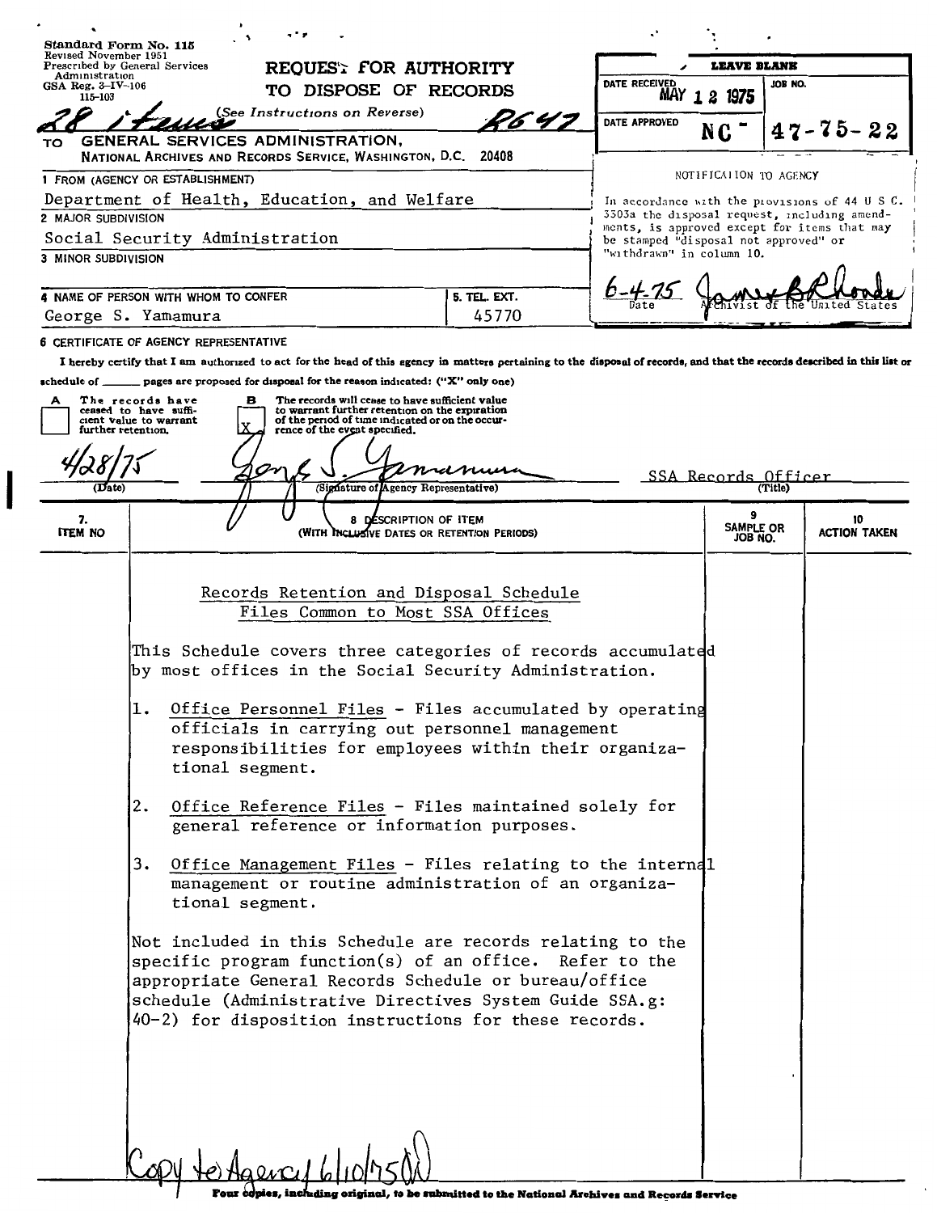Standard Form No. 115
Revised November 1951
Prescribed by General Services Administration
GSA Reg. 3–IV–106
115-103

# REQUEST FOR AUTHORITY TO DISPOSE OF RECORDS

(See Instructions on Reverse)

28 items  R647

TO GENERAL SERVICES ADMINISTRATION, NATIONAL ARCHIVES AND RECORDS SERVICE, WASHINGTON, D.C. 20408

| LEAVE BLANK | |
|---|---|
| DATE RECEIVED MAY 12 1975 | JOB NO. |
| DATE APPROVED NC - | 47-75-22 |

NOTIFICATION TO AGENCY

In accordance with the provisions of 44 U S C. 3303a the disposal request, including amendments, is approved except for items that may be stamped "disposal not approved" or "withdrawn" in column 10.

6-4-75 (Date) — James B Rhoads, Archivist of the United States

1 FROM (AGENCY OR ESTABLISHMENT)
Department of Health, Education, and Welfare

2 MAJOR SUBDIVISION
Social Security Administration

3 MINOR SUBDIVISION

4 NAME OF PERSON WITH WHOM TO CONFER
George S. Yamamura

5. TEL. EXT.
45770

6 CERTIFICATE OF AGENCY REPRESENTATIVE

I hereby certify that I am authorized to act for the head of this agency in matters pertaining to the disposal of records, and that the records described in this list or schedule of ______ pages are proposed for disposal for the reason indicated: ("X" only one)

- A [ ] The records have ceased to have sufficient value to warrant further retention.
- B [X] The records will cease to have sufficient value to warrant further retention on the expiration of the period of time indicated or on the occurrence of the event specified.

4/28/75 (Date) — George S. Yamamura (Signature of Agency Representative) — SSA Records Officer (Title)

| 7. ITEM NO | 8 DESCRIPTION OF ITEM (WITH INCLUSIVE DATES OR RETENTION PERIODS) | 9 SAMPLE OR JOB NO. | 10 ACTION TAKEN |
|---|---|---|---|

## Records Retention and Disposal Schedule
## Files Common to Most SSA Offices

This Schedule covers three categories of records accumulated by most offices in the Social Security Administration.

1. Office Personnel Files - Files accumulated by operating officials in carrying out personnel management responsibilities for employees within their organizational segment.

2. Office Reference Files - Files maintained solely for general reference or information purposes.

3. Office Management Files - Files relating to the internal management or routine administration of an organizational segment.

Not included in this Schedule are records relating to the specific program function(s) of an office. Refer to the appropriate General Records Schedule or bureau/office schedule (Administrative Directives System Guide SSA.g: 40-2) for disposition instructions for these records.

Copy to Agency 6/10/75

Four copies, including original, to be submitted to the National Archives and Records Service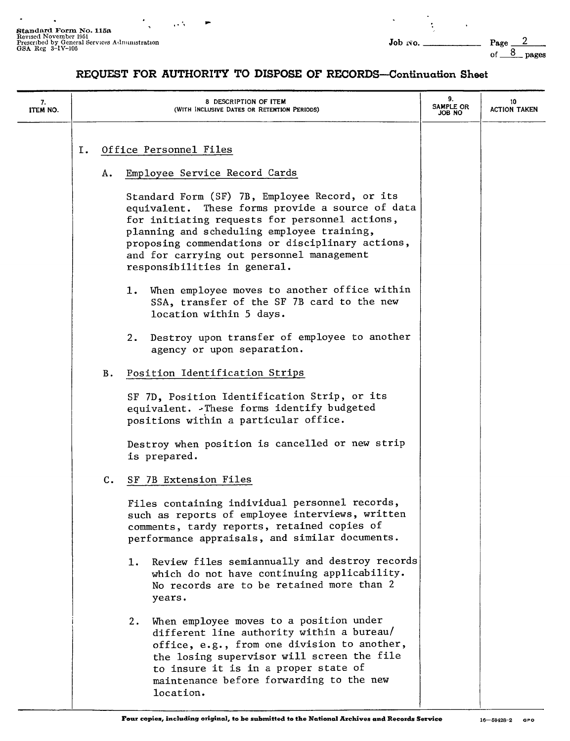# REQUEST FOR AUTHORITY TO DISPOSE OF RECORDS—Continuation Sheet

| 7. ITEM NO. | 8 DESCRIPTION OF ITEM (WITH INCLUSIVE DATES OR RETENTION PERIODS) | 9. SAMPLE OR JOB NO | 10 ACTION TAKEN |
|---|---|---|---|

I. Office Personnel Files

A. Employee Service Record Cards

Standard Form (SF) 7B, Employee Record, or its equivalent. These forms provide a source of data for initiating requests for personnel actions, planning and scheduling employee training, proposing commendations or disciplinary actions, and for carrying out personnel management responsibilities in general.

1. When employee moves to another office within SSA, transfer of the SF 7B card to the new location within 5 days.

2. Destroy upon transfer of employee to another agency or upon separation.

B. Position Identification Strips

SF 7D, Position Identification Strip, or its equivalent. These forms identify budgeted positions within a particular office.

Destroy when position is cancelled or new strip is prepared.

C. SF 7B Extension Files

Files containing individual personnel records, such as reports of employee interviews, written comments, tardy reports, retained copies of performance appraisals, and similar documents.

1. Review files semiannually and destroy records which do not have continuing applicability. No records are to be retained more than 2 years.

2. When employee moves to a position under different line authority within a bureau/ office, e.g., from one division to another, the losing supervisor will screen the file to insure it is in a proper state of maintenance before forwarding to the new location.

Four copies, including original, to be submitted to the National Archives and Records Service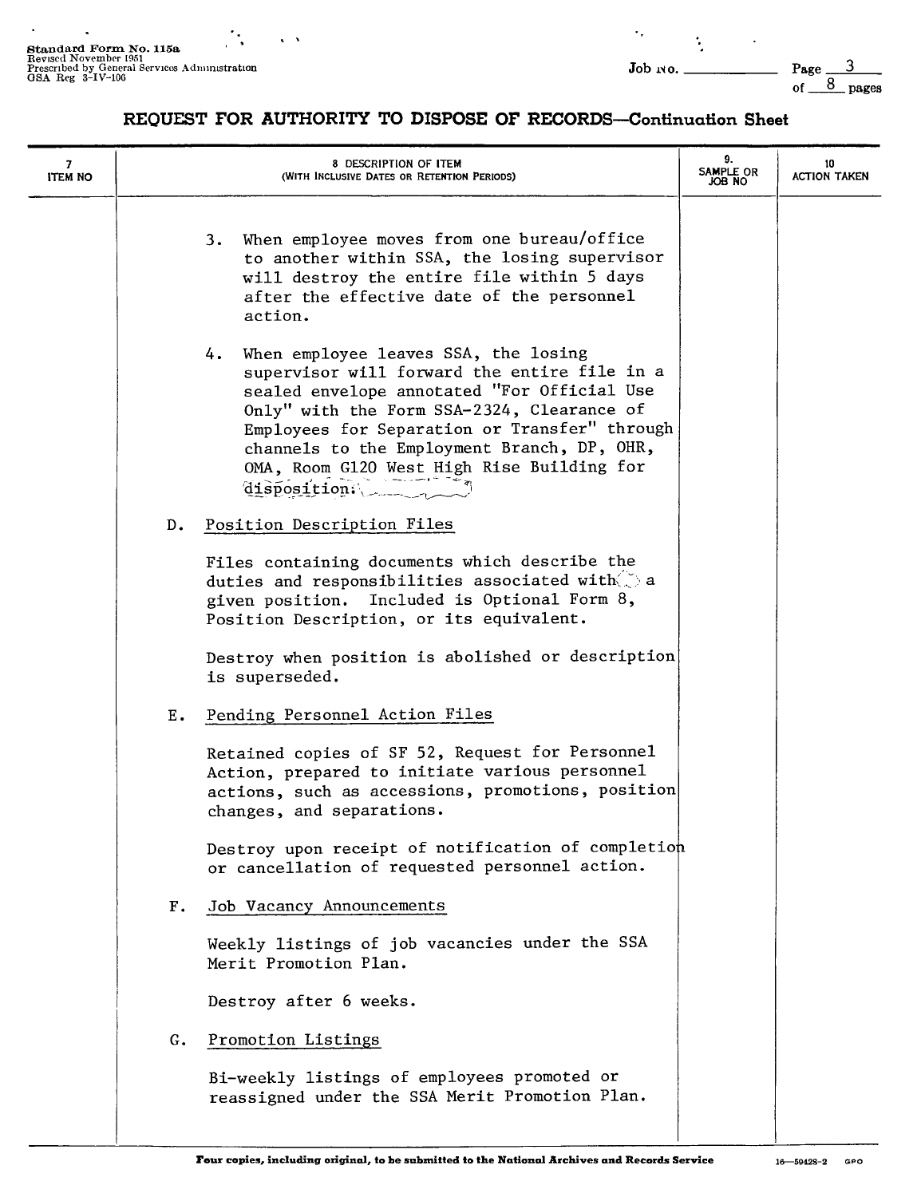**Standard Form No. 115a**
Revised November 1951
Prescribed by General Services Administration
GSA Reg 3-IV-106

Job No. ____________

## REQUEST FOR AUTHORITY TO DISPOSE OF RECORDS—Continuation Sheet

| 7 ITEM NO | 8 DESCRIPTION OF ITEM (WITH INCLUSIVE DATES OR RETENTION PERIODS) | 9. SAMPLE OR JOB NO | 10 ACTION TAKEN |
|---|---|---|---|
| | 3. When employee moves from one bureau/office to another within SSA, the losing supervisor will destroy the entire file within 5 days after the effective date of the personnel action. | | |
| | 4. When employee leaves SSA, the losing supervisor will forward the entire file in a sealed envelope annotated "For Official Use Only" with the Form SSA-2324, Clearance of Employees for Separation or Transfer" through channels to the Employment Branch, DP, OHR, OMA, Room G120 West High Rise Building for disposition. | | |
| | D. Position Description Files<br><br>Files containing documents which describe the duties and responsibilities associated with a given position. Included is Optional Form 8, Position Description, or its equivalent.<br><br>Destroy when position is abolished or description is superseded. | | |
| | E. Pending Personnel Action Files<br><br>Retained copies of SF 52, Request for Personnel Action, prepared to initiate various personnel actions, such as accessions, promotions, position changes, and separations.<br><br>Destroy upon receipt of notification of completion or cancellation of requested personnel action. | | |
| | F. Job Vacancy Announcements<br><br>Weekly listings of job vacancies under the SSA Merit Promotion Plan.<br><br>Destroy after 6 weeks. | | |
| | G. Promotion Listings<br><br>Bi-weekly listings of employees promoted or reassigned under the SSA Merit Promotion Plan. | | |

**Four copies, including original, to be submitted to the National Archives and Records Service**

16—59428-2 GPO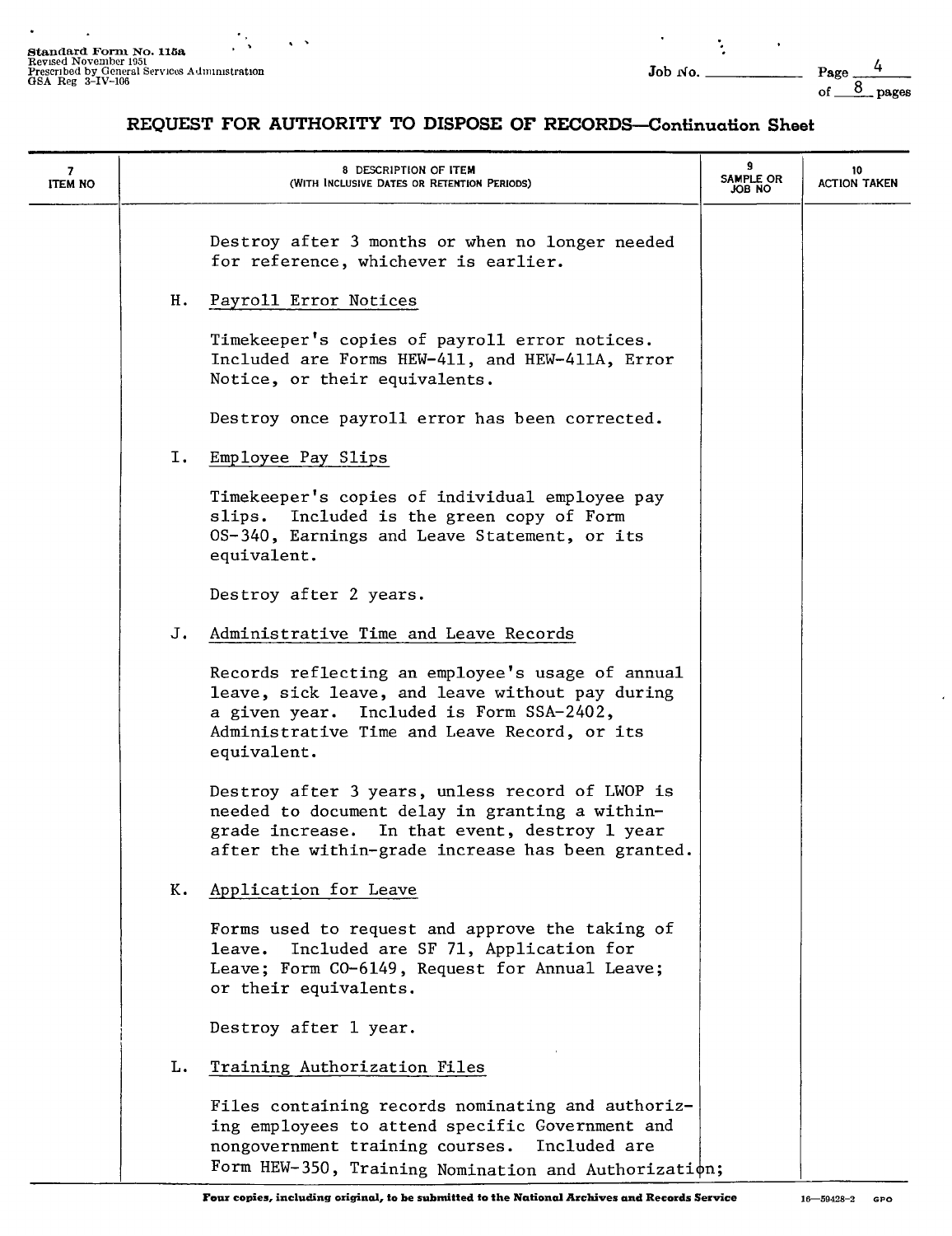## REQUEST FOR AUTHORITY TO DISPOSE OF RECORDS—Continuation Sheet

| 7 ITEM NO | 8 DESCRIPTION OF ITEM (WITH INCLUSIVE DATES OR RETENTION PERIODS) | 9 SAMPLE OR JOB NO | 10 ACTION TAKEN |
|---|---|---|---|

Destroy after 3 months or when no longer needed for reference, whichever is earlier.

H. Payroll Error Notices

Timekeeper's copies of payroll error notices. Included are Forms HEW-411, and HEW-411A, Error Notice, or their equivalents.

Destroy once payroll error has been corrected.

I. Employee Pay Slips

Timekeeper's copies of individual employee pay slips. Included is the green copy of Form OS-340, Earnings and Leave Statement, or its equivalent.

Destroy after 2 years.

J. Administrative Time and Leave Records

Records reflecting an employee's usage of annual leave, sick leave, and leave without pay during a given year. Included is Form SSA-2402, Administrative Time and Leave Record, or its equivalent.

Destroy after 3 years, unless record of LWOP is needed to document delay in granting a within-grade increase. In that event, destroy 1 year after the within-grade increase has been granted.

K. Application for Leave

Forms used to request and approve the taking of leave. Included are SF 71, Application for Leave; Form CO-6149, Request for Annual Leave; or their equivalents.

Destroy after 1 year.

L. Training Authorization Files

Files containing records nominating and authorizing employees to attend specific Government and nongovernment training courses. Included are Form HEW-350, Training Nomination and Authorization;

Four copies, including original, to be submitted to the National Archives and Records Service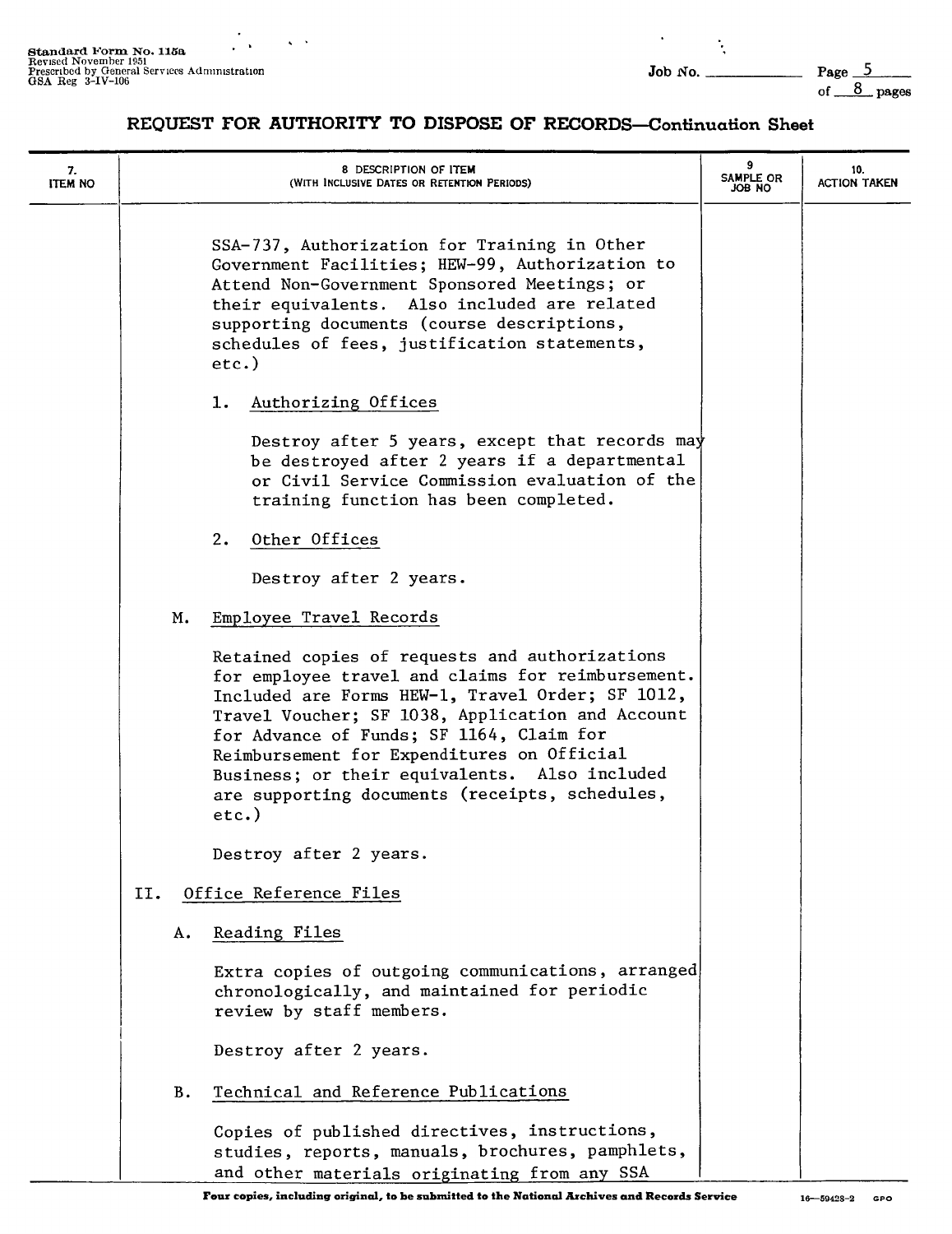## REQUEST FOR AUTHORITY TO DISPOSE OF RECORDS—Continuation Sheet

| 7. ITEM NO | 8 DESCRIPTION OF ITEM (WITH INCLUSIVE DATES OR RETENTION PERIODS) | 9 SAMPLE OR JOB NO | 10. ACTION TAKEN |
|---|---|---|---|

SSA-737, Authorization for Training in Other Government Facilities; HEW-99, Authorization to Attend Non-Government Sponsored Meetings; or their equivalents. Also included are related supporting documents (course descriptions, schedules of fees, justification statements, etc.)

1. Authorizing Offices

   Destroy after 5 years, except that records may be destroyed after 2 years if a departmental or Civil Service Commission evaluation of the training function has been completed.

2. Other Offices

   Destroy after 2 years.

M. Employee Travel Records

Retained copies of requests and authorizations for employee travel and claims for reimbursement. Included are Forms HEW-1, Travel Order; SF 1012, Travel Voucher; SF 1038, Application and Account for Advance of Funds; SF 1164, Claim for Reimbursement for Expenditures on Official Business; or their equivalents. Also included are supporting documents (receipts, schedules, etc.)

Destroy after 2 years.

II. Office Reference Files

A. Reading Files

Extra copies of outgoing communications, arranged chronologically, and maintained for periodic review by staff members.

Destroy after 2 years.

B. Technical and Reference Publications

Copies of published directives, instructions, studies, reports, manuals, brochures, pamphlets, and other materials originating from any SSA

Four copies, including original, to be submitted to the National Archives and Records Service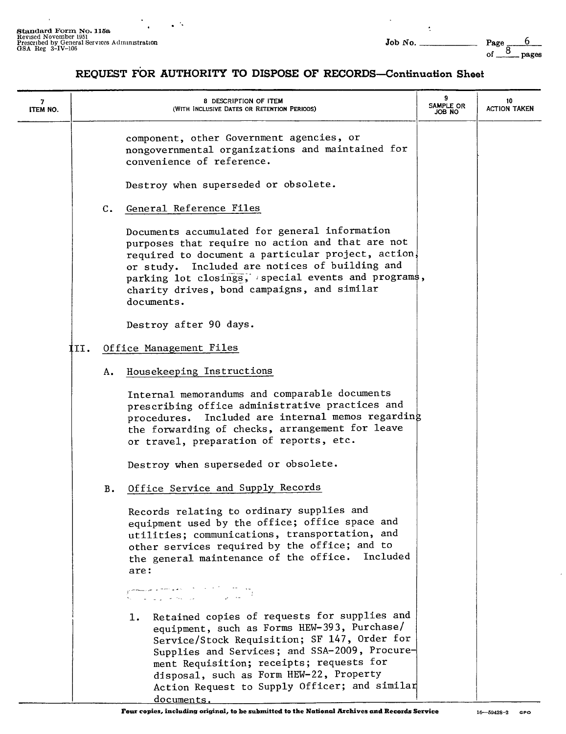# REQUEST FOR AUTHORITY TO DISPOSE OF RECORDS—Continuation Sheet

| 7 ITEM NO. | 8 DESCRIPTION OF ITEM (WITH INCLUSIVE DATES OR RETENTION PERIODS) | 9 SAMPLE OR JOB NO | 10 ACTION TAKEN |
|---|---|---|---|

component, other Government agencies, or nongovernmental organizations and maintained for convenience of reference.

Destroy when superseded or obsolete.

C. General Reference Files

Documents accumulated for general information purposes that require no action and that are not required to document a particular project, action, or study. Included are notices of building and parking lot closings, special events and programs, charity drives, bond campaigns, and similar documents.

Destroy after 90 days.

III. Office Management Files

A. Housekeeping Instructions

Internal memorandums and comparable documents prescribing office administrative practices and procedures. Included are internal memos regarding the forwarding of checks, arrangement for leave or travel, preparation of reports, etc.

Destroy when superseded or obsolete.

B. Office Service and Supply Records

Records relating to ordinary supplies and equipment used by the office; office space and utilities; communications, transportation, and other services required by the office; and to the general maintenance of the office. Included are:

1. Retained copies of requests for supplies and equipment, such as Forms HEW-393, Purchase/Service/Stock Requisition; SF 147, Order for Supplies and Services; and SSA-2009, Procurement Requisition; receipts; requests for disposal, such as Form HEW-22, Property Action Request to Supply Officer; and similar documents.

Four copies, including original, to be submitted to the National Archives and Records Service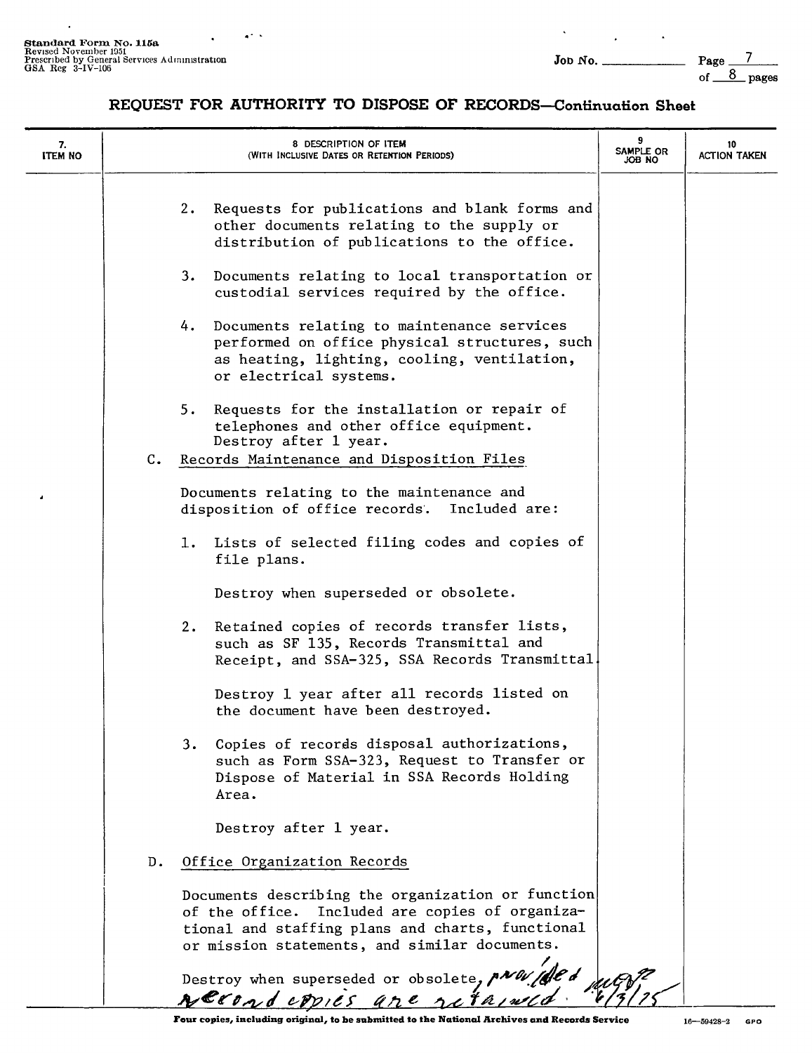Standard Form No. 115a
Revised November 1951
Prescribed by General Services Administration
GSA Reg 3-IV-106

Job No. ______ Page 7 of 8 pages

## REQUEST FOR AUTHORITY TO DISPOSE OF RECORDS—Continuation Sheet

| 7. ITEM NO | 8 DESCRIPTION OF ITEM (WITH INCLUSIVE DATES OR RETENTION PERIODS) | 9 SAMPLE OR JOB NO | 10 ACTION TAKEN |
|---|---|---|---|
| | 2. Requests for publications and blank forms and other documents relating to the supply or distribution of publications to the office. | | |
| | 3. Documents relating to local transportation or custodial services required by the office. | | |
| | 4. Documents relating to maintenance services performed on office physical structures, such as heating, lighting, cooling, ventilation, or electrical systems. | | |
| | 5. Requests for the installation or repair of telephones and other office equipment. Destroy after 1 year. | | |
| | C. Records Maintenance and Disposition Files | | |
| | Documents relating to the maintenance and disposition of office records. Included are: | | |
| | 1. Lists of selected filing codes and copies of file plans. Destroy when superseded or obsolete. | | |
| | 2. Retained copies of records transfer lists, such as SF 135, Records Transmittal and Receipt, and SSA-325, SSA Records Transmittal. Destroy 1 year after all records listed on the document have been destroyed. | | |
| | 3. Copies of records disposal authorizations, such as Form SSA-323, Request to Transfer or Dispose of Material in SSA Records Holding Area. Destroy after 1 year. | | |
| | D. Office Organization Records | | |
| | Documents describing the organization or function of the office. Included are copies of organizational and staffing plans and charts, functional or mission statements, and similar documents. | | |
| | Destroy when superseded or obsolete, provided record copies are retained. | 6/3/75 | |

**Four copies, including original, to be submitted to the National Archives and Records Service**

16—59428-2 GPO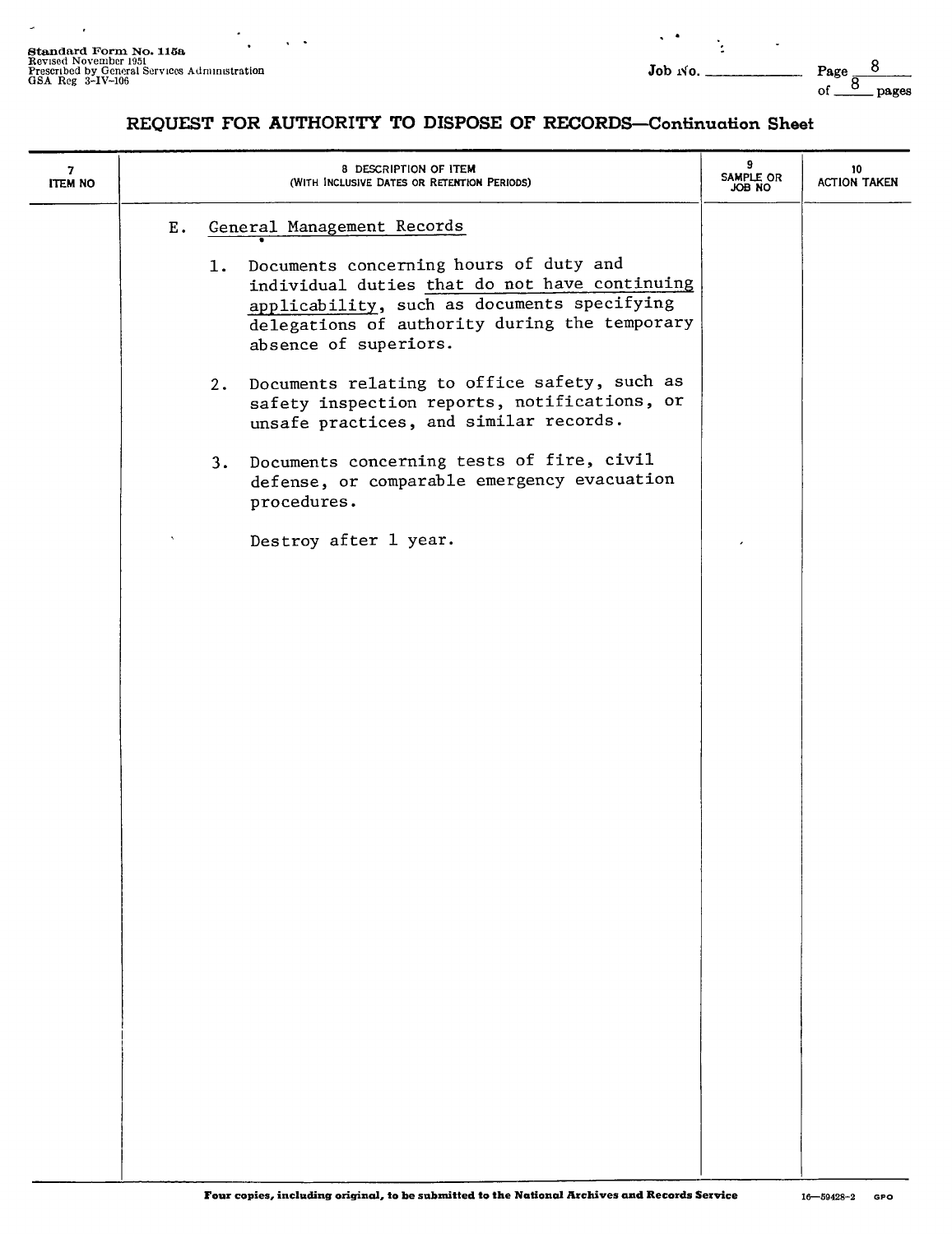Standard Form No. 115a
Revised November 1951
Prescribed by General Services Administration
GSA Reg 3-IV-106

Job No. ______ Page 8 of 8 pages

## REQUEST FOR AUTHORITY TO DISPOSE OF RECORDS—Continuation Sheet

| 7 ITEM NO | 8 DESCRIPTION OF ITEM (WITH INCLUSIVE DATES OR RETENTION PERIODS) | 9 SAMPLE OR JOB NO | 10 ACTION TAKEN |
|---|---|---|---|
| | E. General Management Records<br><br>1. Documents concerning hours of duty and individual duties that do not have continuing applicability, such as documents specifying delegations of authority during the temporary absence of superiors.<br><br>2. Documents relating to office safety, such as safety inspection reports, notifications, or unsafe practices, and similar records.<br><br>3. Documents concerning tests of fire, civil defense, or comparable emergency evacuation procedures.<br><br>Destroy after 1 year. | | |

**Four copies, including original, to be submitted to the National Archives and Records Service** 16—59428-2 GPO